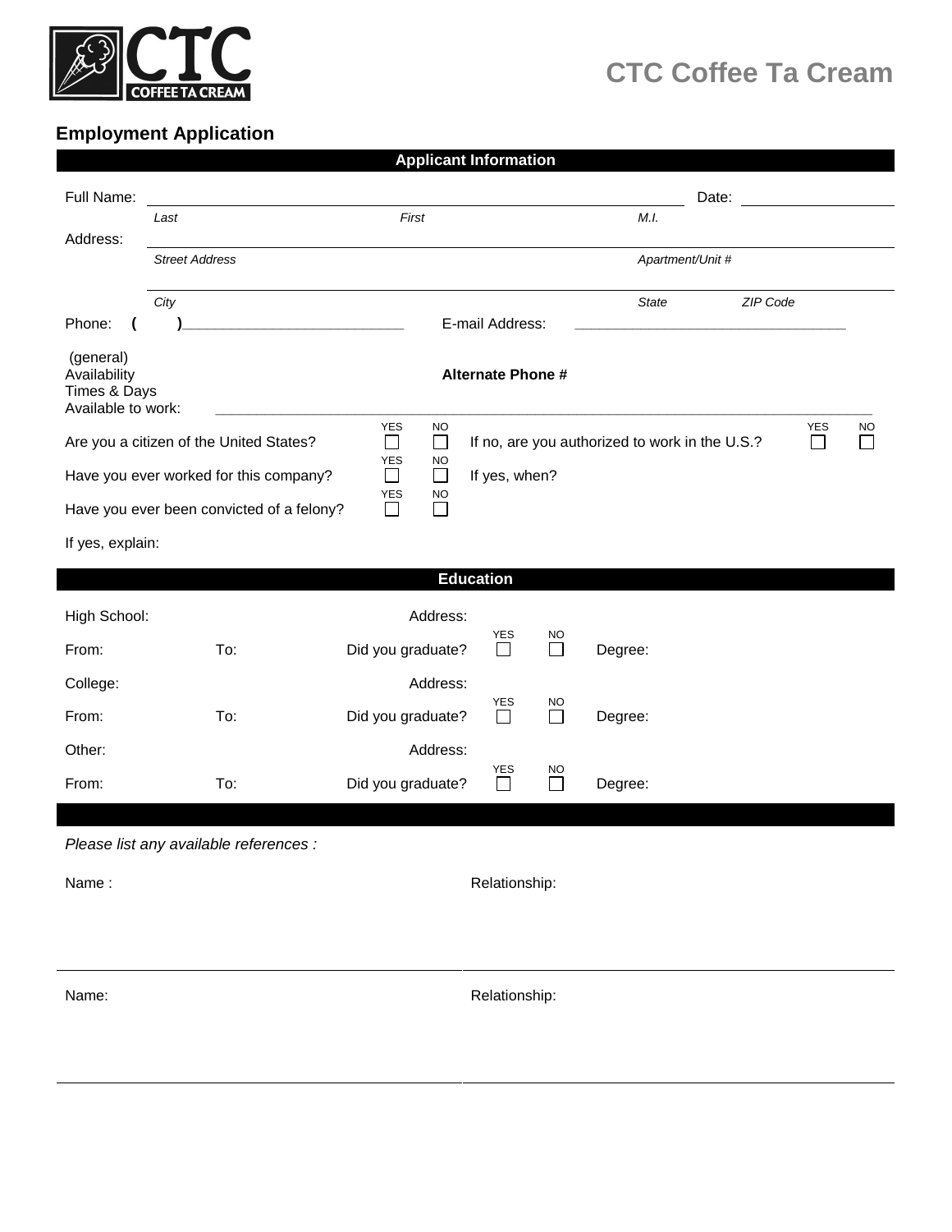CTC Coffee Ta Cream

## Employment Application

### Applicant Information

Full Name: ______________________________________________ Date: ______________

*Last* *First* *M.I.*

Address: ______________________________________________

*Street Address* *Apartment/Unit #*

______________________________________________

*City* *State* *ZIP Code*

Phone: ( )___________________________ E-mail Address: __________________________________

(general) Availability Times & Days Available to work: ______________________________________ **Alternate Phone #**

| | YES | NO | | YES | NO |
|---|---|---|---|---|---|
| Are you a citizen of the United States? | ☐ | ☐ | If no, are you authorized to work in the U.S.? | ☐ | ☐ |
| Have you ever worked for this company? | ☐ | ☐ | If yes, when? | | |
| Have you ever been convicted of a felony? | ☐ | ☐ | | | |

If yes, explain:

### Education

| | | | | | |
|---|---|---|---|---|---|
| High School: | | Address: | | | |
| From: | To: | Did you graduate? | YES ☐ | NO ☐ | Degree: |
| College: | | Address: | | | |
| From: | To: | Did you graduate? | YES ☐ | NO ☐ | Degree: |
| Other: | | Address: | | | |
| From: | To: | Did you graduate? | YES ☐ | NO ☐ | Degree: |

*Please list any available references :*

| | |
|---|---|
| Name : | Relationship: |
| Name: | Relationship: |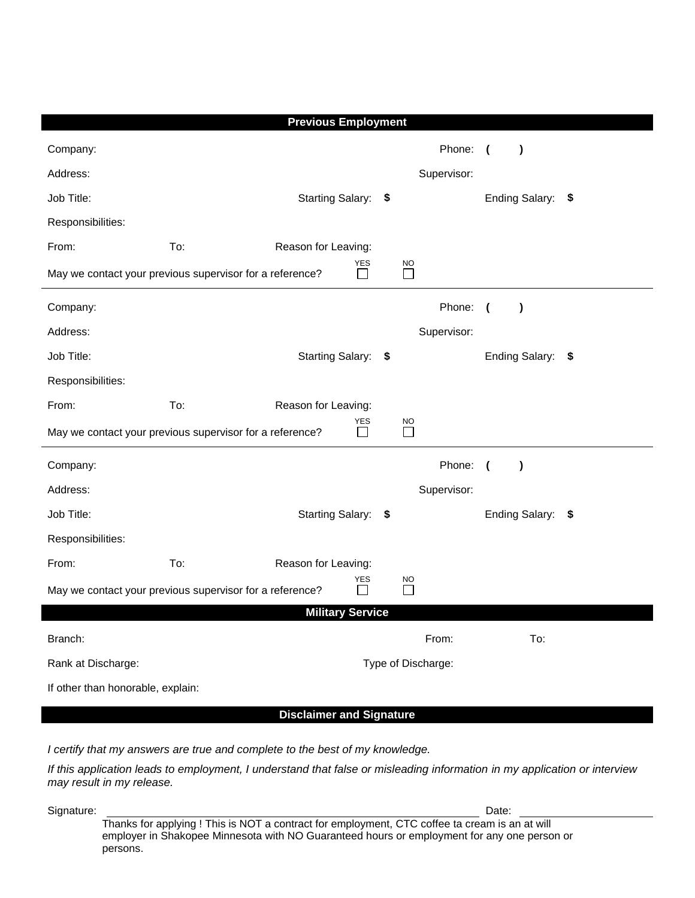## Previous Employment

Company: Phone: ( )

Address: Supervisor:

Job Title: Starting Salary: $ Ending Salary: $

Responsibilities:

From: To: Reason for Leaving:

May we contact your previous supervisor for a reference? YES ☐ NO ☐

---

Company: Phone: ( )

Address: Supervisor:

Job Title: Starting Salary: $ Ending Salary: $

Responsibilities:

From: To: Reason for Leaving:

May we contact your previous supervisor for a reference? YES ☐ NO ☐

---

Company: Phone: ( )

Address: Supervisor:

Job Title: Starting Salary: $ Ending Salary: $

Responsibilities:

From: To: Reason for Leaving:

May we contact your previous supervisor for a reference? YES ☐ NO ☐

## Military Service

Branch: From: To:

Rank at Discharge: Type of Discharge:

If other than honorable, explain:

## Disclaimer and Signature

*I certify that my answers are true and complete to the best of my knowledge.*

*If this application leads to employment, I understand that false or misleading information in my application or interview may result in my release.*

Signature: ______________________________ Date: ______________

Thanks for applying ! This is NOT a contract for employment, CTC coffee ta cream is an at will employer in Shakopee Minnesota with NO Guaranteed hours or employment for any one person or persons.